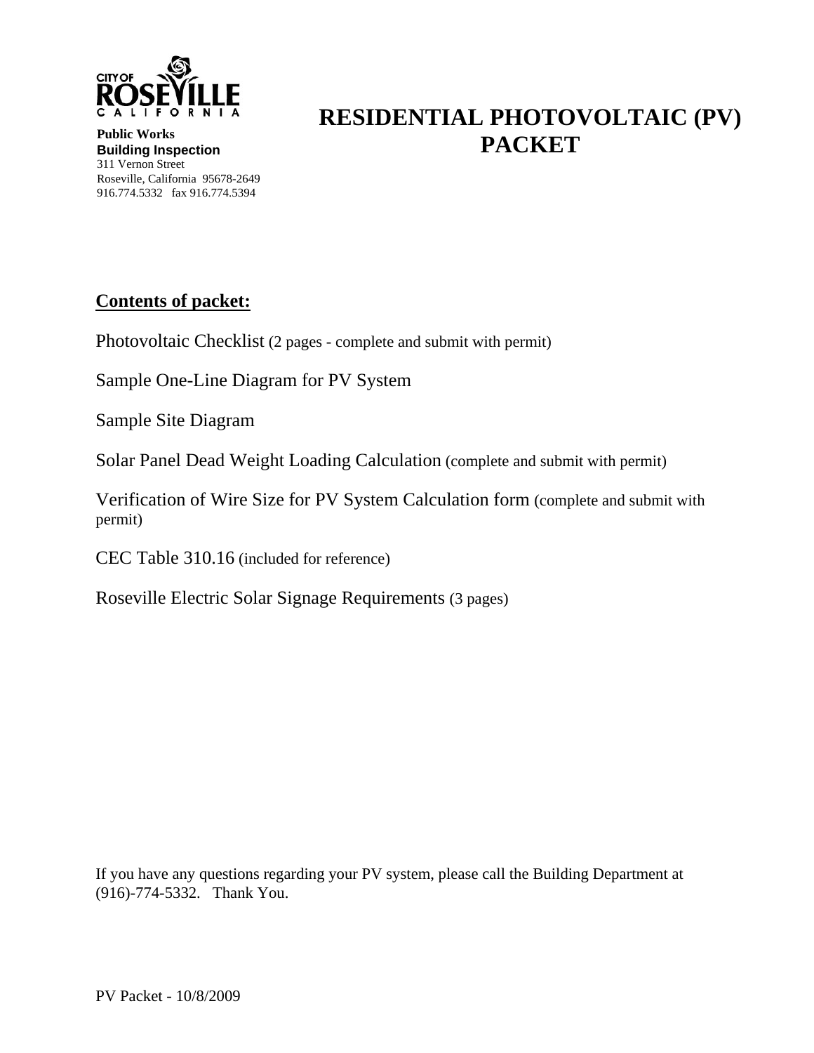CITY OF ROSEVILLE CALIFORNIA

**Public Works**
**Building Inspection**
311 Vernon Street
Roseville, California 95678-2649
916.774.5332 fax 916.774.5394

# RESIDENTIAL PHOTOVOLTAIC (PV) PACKET

**<u>Contents of packet:</u>**

Photovoltaic Checklist (2 pages - complete and submit with permit)

Sample One-Line Diagram for PV System

Sample Site Diagram

Solar Panel Dead Weight Loading Calculation (complete and submit with permit)

Verification of Wire Size for PV System Calculation form (complete and submit with permit)

CEC Table 310.16 (included for reference)

Roseville Electric Solar Signage Requirements (3 pages)

If you have any questions regarding your PV system, please call the Building Department at (916)-774-5332. Thank You.

PV Packet - 10/8/2009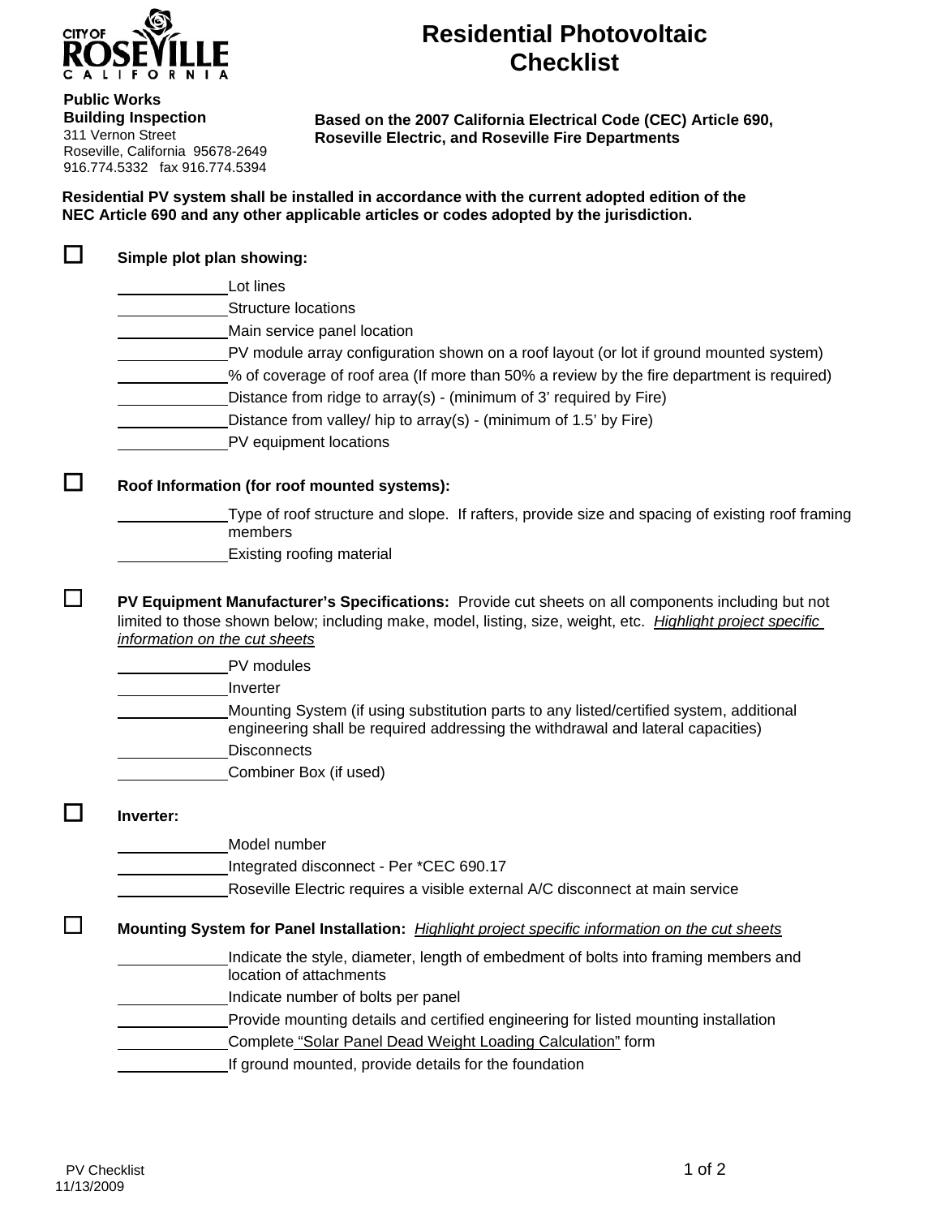CITY OF ROSEVILLE CALIFORNIA

**Public Works**
**Building Inspection**
311 Vernon Street
Roseville, California 95678-2649
916.774.5332 fax 916.774.5394

# Residential Photovoltaic Checklist

**Based on the 2007 California Electrical Code (CEC) Article 690, Roseville Electric, and Roseville Fire Departments**

**Residential PV system shall be installed in accordance with the current adopted edition of the NEC Article 690 and any other applicable articles or codes adopted by the jurisdiction.**

☐ **Simple plot plan showing:**

- \_\_\_\_\_\_\_\_\_\_ Lot lines
- \_\_\_\_\_\_\_\_\_\_ Structure locations
- \_\_\_\_\_\_\_\_\_\_ Main service panel location
- \_\_\_\_\_\_\_\_\_\_ PV module array configuration shown on a roof layout (or lot if ground mounted system)
- \_\_\_\_\_\_\_\_\_\_ % of coverage of roof area (If more than 50% a review by the fire department is required)
- \_\_\_\_\_\_\_\_\_\_ Distance from ridge to array(s) - (minimum of 3' required by Fire)
- \_\_\_\_\_\_\_\_\_\_ Distance from valley/ hip to array(s) - (minimum of 1.5' by Fire)
- \_\_\_\_\_\_\_\_\_\_ PV equipment locations

☐ **Roof Information (for roof mounted systems):**

- \_\_\_\_\_\_\_\_\_\_ Type of roof structure and slope. If rafters, provide size and spacing of existing roof framing members
- \_\_\_\_\_\_\_\_\_\_ Existing roofing material

☐ **PV Equipment Manufacturer's Specifications:** Provide cut sheets on all components including but not limited to those shown below; including make, model, listing, size, weight, etc. *Highlight project specific information on the cut sheets*

- \_\_\_\_\_\_\_\_\_\_ PV modules
- \_\_\_\_\_\_\_\_\_\_ Inverter
- \_\_\_\_\_\_\_\_\_\_ Mounting System (if using substitution parts to any listed/certified system, additional engineering shall be required addressing the withdrawal and lateral capacities)
- \_\_\_\_\_\_\_\_\_\_ Disconnects
- \_\_\_\_\_\_\_\_\_\_ Combiner Box (if used)

☐ **Inverter:**

- \_\_\_\_\_\_\_\_\_\_ Model number
- \_\_\_\_\_\_\_\_\_\_ Integrated disconnect - Per *CEC 690.17
- \_\_\_\_\_\_\_\_\_\_ Roseville Electric requires a visible external A/C disconnect at main service

☐ **Mounting System for Panel Installation:** *Highlight project specific information on the cut sheets*

- \_\_\_\_\_\_\_\_\_\_ Indicate the style, diameter, length of embedment of bolts into framing members and location of attachments
- \_\_\_\_\_\_\_\_\_\_ Indicate number of bolts per panel
- \_\_\_\_\_\_\_\_\_\_ Provide mounting details and certified engineering for listed mounting installation
- \_\_\_\_\_\_\_\_\_\_ Complete "Solar Panel Dead Weight Loading Calculation" form
- \_\_\_\_\_\_\_\_\_\_ If ground mounted, provide details for the foundation

PV Checklist
11/13/2009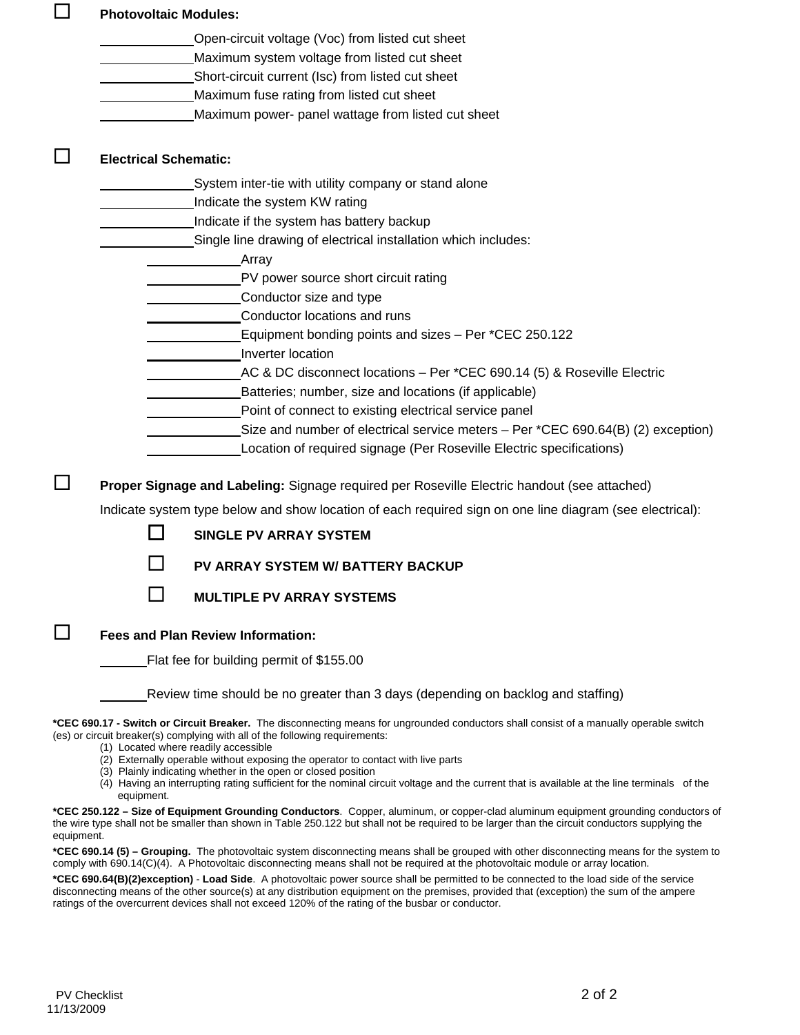☐ **Photovoltaic Modules:**

- ____________ Open-circuit voltage (Voc) from listed cut sheet
- ____________ Maximum system voltage from listed cut sheet
- ____________ Short-circuit current (Isc) from listed cut sheet
- ____________ Maximum fuse rating from listed cut sheet
- ____________ Maximum power- panel wattage from listed cut sheet

☐ **Electrical Schematic:**

- ____________ System inter-tie with utility company or stand alone
- ____________ Indicate the system KW rating
- ____________ Indicate if the system has battery backup
- ____________ Single line drawing of electrical installation which includes:
  - ____________ Array
  - ____________ PV power source short circuit rating
  - ____________ Conductor size and type
  - ____________ Conductor locations and runs
  - ____________ Equipment bonding points and sizes – Per *CEC 250.122
  - ____________ Inverter location
  - ____________ AC & DC disconnect locations – Per *CEC 690.14 (5) & Roseville Electric
  - ____________ Batteries; number, size and locations (if applicable)
  - ____________ Point of connect to existing electrical service panel
  - ____________ Size and number of electrical service meters – Per *CEC 690.64(B) (2) exception)
  - ____________ Location of required signage (Per Roseville Electric specifications)

☐ **Proper Signage and Labeling:** Signage required per Roseville Electric handout (see attached)

Indicate system type below and show location of each required sign on one line diagram (see electrical):

- ☐ **SINGLE PV ARRAY SYSTEM**
- ☐ **PV ARRAY SYSTEM W/ BATTERY BACKUP**
- ☐ **MULTIPLE PV ARRAY SYSTEMS**

☐ **Fees and Plan Review Information:**

- ______ Flat fee for building permit of $155.00
- ______ Review time should be no greater than 3 days (depending on backlog and staffing)

***CEC 690.17 - Switch or Circuit Breaker.** The disconnecting means for ungrounded conductors shall consist of a manually operable switch (es) or circuit breaker(s) complying with all of the following requirements:

(1) Located where readily accessible
(2) Externally operable without exposing the operator to contact with live parts
(3) Plainly indicating whether in the open or closed position
(4) Having an interrupting rating sufficient for the nominal circuit voltage and the current that is available at the line terminals of the equipment.

***CEC 250.122 – Size of Equipment Grounding Conductors**. Copper, aluminum, or copper-clad aluminum equipment grounding conductors of the wire type shall not be smaller than shown in Table 250.122 but shall not be required to be larger than the circuit conductors supplying the equipment.

***CEC 690.14 (5) – Grouping.** The photovoltaic system disconnecting means shall be grouped with other disconnecting means for the system to comply with 690.14(C)(4). A Photovoltaic disconnecting means shall not be required at the photovoltaic module or array location.

***CEC 690.64(B)(2)exception)** - **Load Side**. A photovoltaic power source shall be permitted to be connected to the load side of the service disconnecting means of the other source(s) at any distribution equipment on the premises, provided that (exception) the sum of the ampere ratings of the overcurrent devices shall not exceed 120% of the rating of the busbar or conductor.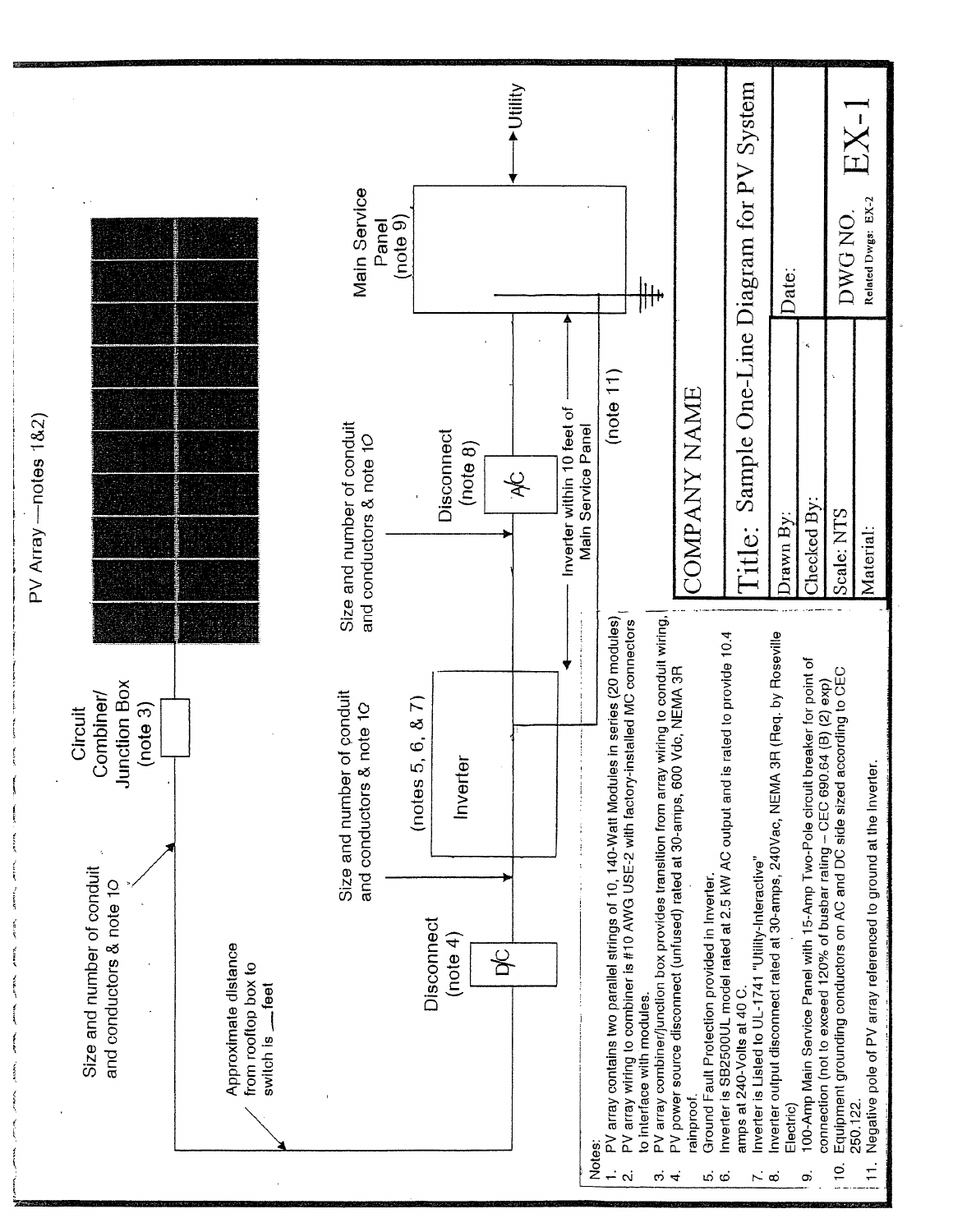PV Array—notes 1&2)

Circuit Combiner/ Junction Box (note 3)

Size and number of conduit and conductors & note 10

Approximate distance from rooftop box to switch is ___ feet

Disconnect (note 4)

D/C

Size and number of conduit and conductors & note 10

(notes 5, 6, & 7)

Inverter

Size and number of conduit and conductors & note 10

Disconnect (note 8)

A/C

Inverter within 10 feet of Main Service Panel

(note 11)

Main Service Panel (note 9)

Utility

Notes:

1. PV array contains two parallel strings of 10, 140-Watt Modules in series (20 modules)
2. PV array wiring to combiner is #10 AWG USE-2 with factory-installed MC connectors to interface with modules.
3. PV array combiner/junction box provides transition from array wiring to conduit wiring.
4. PV power source disconnect (unfused) rated at 30-amps, 600 Vdc, NEMA 3R rainproof.
5. Ground Fault Protection provided in Inverter.
6. Inverter is SB2500UL model rated at 2.5 kW AC output and is rated to provide 10.4 amps at 240-Volts at 40 C.
7. Inverter is Listed to UL-1741 "Utility-Interactive"
8. Inverter output disconnect rated at 30-amps, 240Vac, NEMA 3R (Req. by Roseville Electric)
9. 100-Amp Main Service Panel with 15-Amp Two-Pole circuit breaker for point of connection (not to exceed 120% of busbar rating – CEC 690.64 (B) (2) exp)
10. Equipment grounding conductors on AC and DC side sized according to CEC 250.122.
11. Negative pole of PV array referenced to ground at the Inverter.

| COMPANY NAME | |
|---|---|
| Title: Sample One-Line Diagram for PV System | |
| Drawn By: | Date: |
| Checked By: | |
| Scale: NTS | DWG NO. EX-1 |
| Material: | Related Dwgs: EX-2 |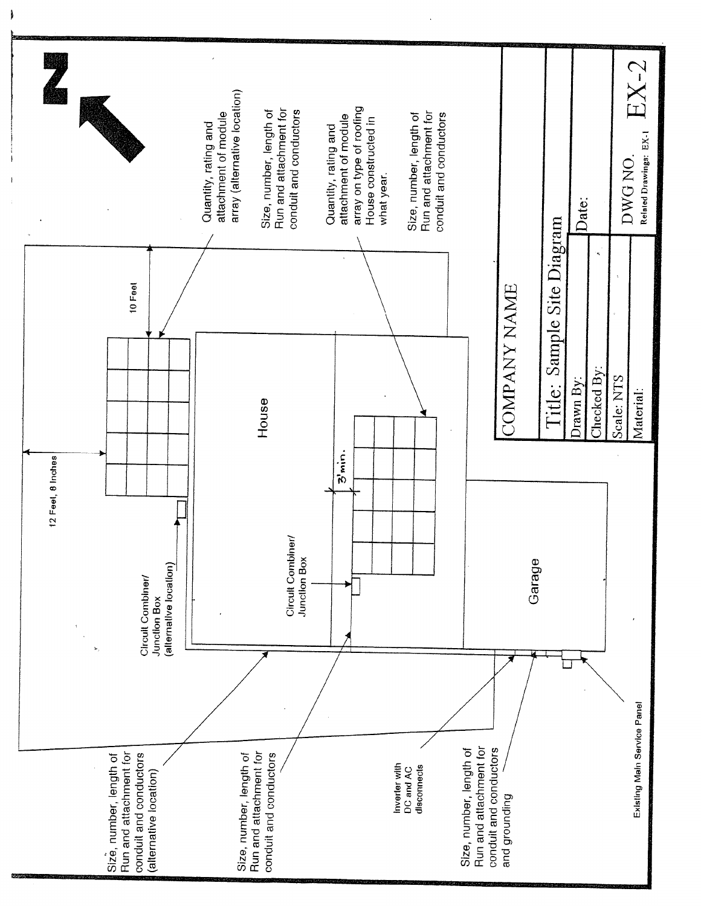N

Quantity, rating and attachment of module array (alternative location)

Size, number, length of Run and attachment for conduit and conductors

Quantity, rating and attachment of module array on type of roofing House constructed in what year.

Size, number, length of Run and attachment for conduit and conductors

10 Feet

12 Feet, 8 Inches

House

3' min.

Circuit Combiner/ Junction Box (alternative location)

Circuit Combiner/ Junction Box

Garage

Size, number, length of Run and attachment for conduit and conductors (alternative location)

Size, number, length of Run and attachment for conduit and conductors

Inverter with DC and AC disconnects

Size, number, length of Run and attachment for conduit and conductors and grounding

Existing Main Service Panel

| COMPANY NAME | |
|---|---|
| Title: Sample Site Diagram | |
| Drawn By: | Date: |
| Checked By: | |
| Scale: NTS | DWG NO. EX-2 |
| Material: | Related Drawings: EX-1 |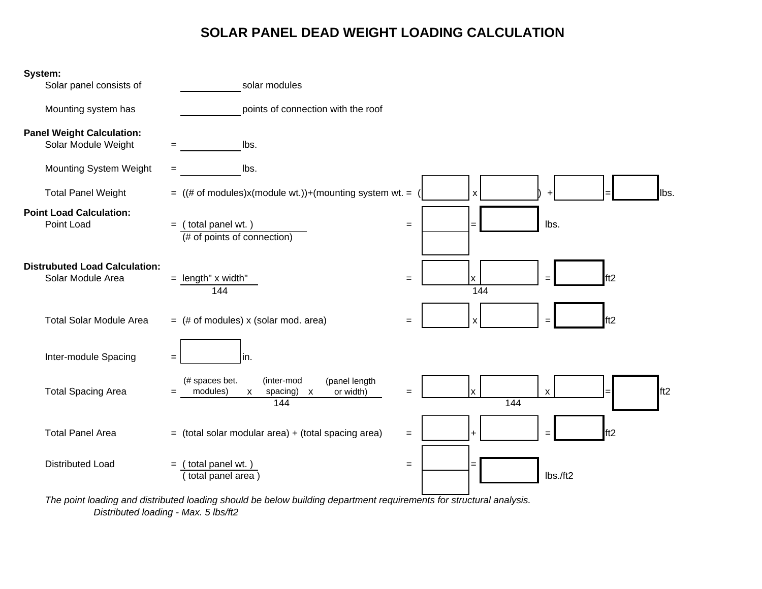# SOLAR PANEL DEAD WEIGHT LOADING CALCULATION

**System:**

Solar panel consists of ____________ solar modules

Mounting system has ____________ points of connection with the roof

**Panel Weight Calculation:**

Solar Module Weight = ____________ lbs.

Mounting System Weight = ____________ lbs.

Total Panel Weight = ((# of modules)x(module wt.))+(mounting system wt. = ( ____ x ____ ) + ____ = ____ lbs.

**Point Load Calculation:**

Point Load = $\frac{\text{( total panel wt. )}}{\text{(\# of points of connection)}}$ = $\frac{\text{\_\_\_\_}}{\text{\_\_\_\_}}$ = ____ lbs.

**Distrubuted Load Calculation:**

Solar Module Area = $\frac{\text{length" x width"}}{144}$ = $\frac{\text{\_\_\_\_ x \_\_\_\_}}{144}$ = ____ ft2

Total Solar Module Area = (# of modules) x (solar mod. area) = ____ x ____ = ____ ft2

Inter-module Spacing = ____ in.

Total Spacing Area = $\frac{\text{(\# spaces bet. modules) x (inter-mod spacing) x (panel length or width)}}{144}$ = $\frac{\text{\_\_\_\_ x \_\_\_\_ x \_\_\_\_}}{144}$ = ____ ft2

Total Panel Area = (total solar modular area) + (total spacing area) = ____ + ____ = ____ ft2

Distributed Load = $\frac{\text{( total panel wt. )}}{\text{( total panel area )}}$ = $\frac{\text{\_\_\_\_}}{\text{\_\_\_\_}}$ = ____ lbs./ft2

*The point loading and distributed loading should be below building department requirements for structural analysis.*

*Distributed loading - Max. 5 lbs/ft2*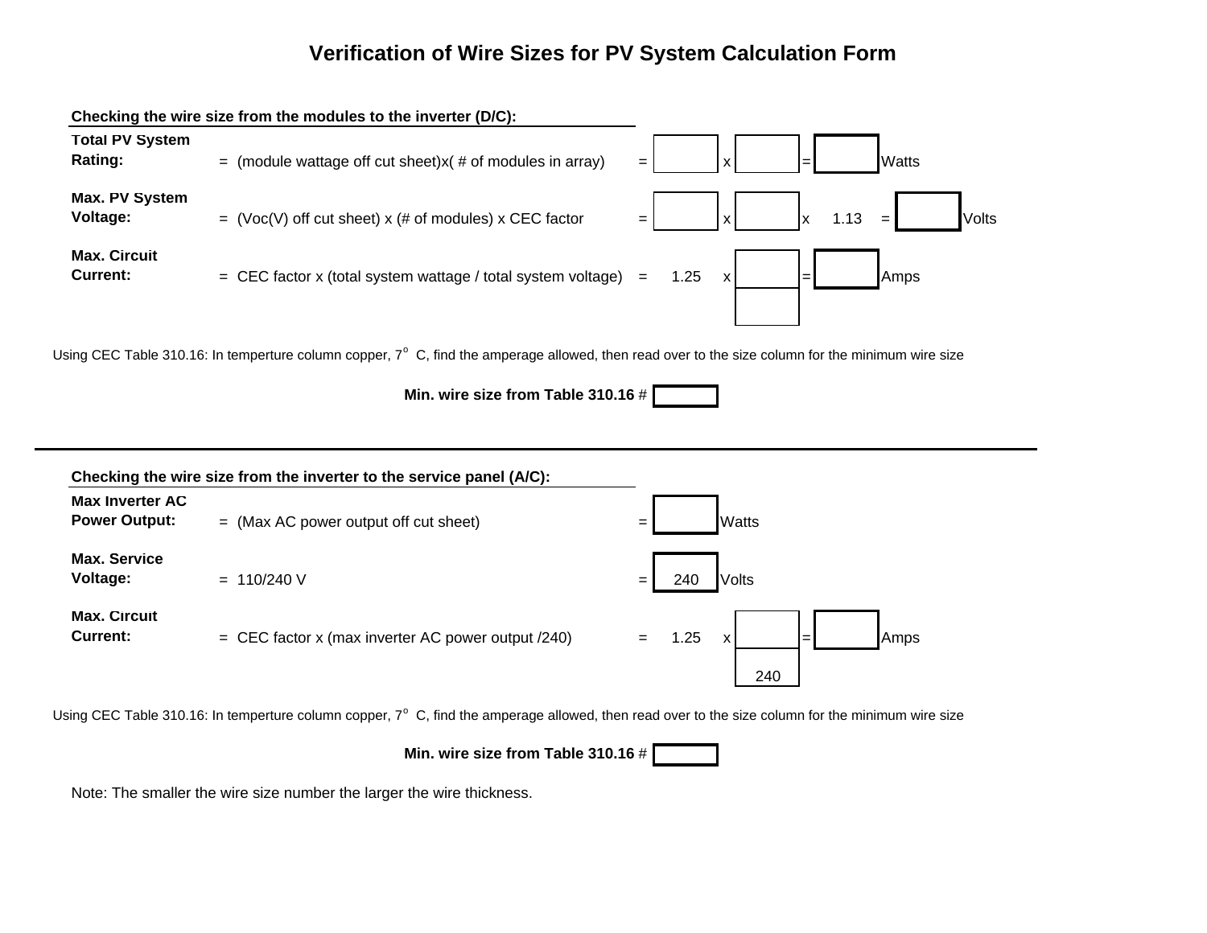# Verification of Wire Sizes for PV System Calculation Form

**Checking the wire size from the modules to the inverter (D/C):**

| | | | | | | | | | | |
|---|---|---|---|---|---|---|---|---|---|---|
| **Total PV System Rating:** | = (module wattage off cut sheet)x( # of modules in array) | = | [ ] | x | [ ] | = | [ ] | Watts | | |
| **Max. PV System Voltage:** | = (Voc(V) off cut sheet) x (# of modules) x CEC factor | = | [ ] | x | [ ] | x | 1.13 | = | [ ] | Volts |
| **Max. Circuit Current:** | = CEC factor x (total system wattage / total system voltage) | = | 1.25 | x | [ ] / [ ] | = | [ ] | Amps | | |

Using CEC Table 310.16: In temperture column copper, 7$^{o}$ C, find the amperage allowed, then read over to the size column for the minimum wire size

**Min. wire size from Table 310.16** # [ ]

---

**Checking the wire size from the inverter to the service panel (A/C):**

| | | | | | | | | |
|---|---|---|---|---|---|---|---|---|
| **Max Inverter AC Power Output:** | = (Max AC power output off cut sheet) | = | [ ] | Watts | | | | |
| **Max. Service Voltage:** | = 110/240 V | = | 240 | Volts | | | | |
| **Max. Circuit Current:** | = CEC factor x (max inverter AC power output /240) | = | 1.25 | x | [ ] / 240 | = | [ ] | Amps |

Using CEC Table 310.16: In temperture column copper, 7$^{o}$ C, find the amperage allowed, then read over to the size column for the minimum wire size

**Min. wire size from Table 310.16** # [ ]

Note: The smaller the wire size number the larger the wire thickness.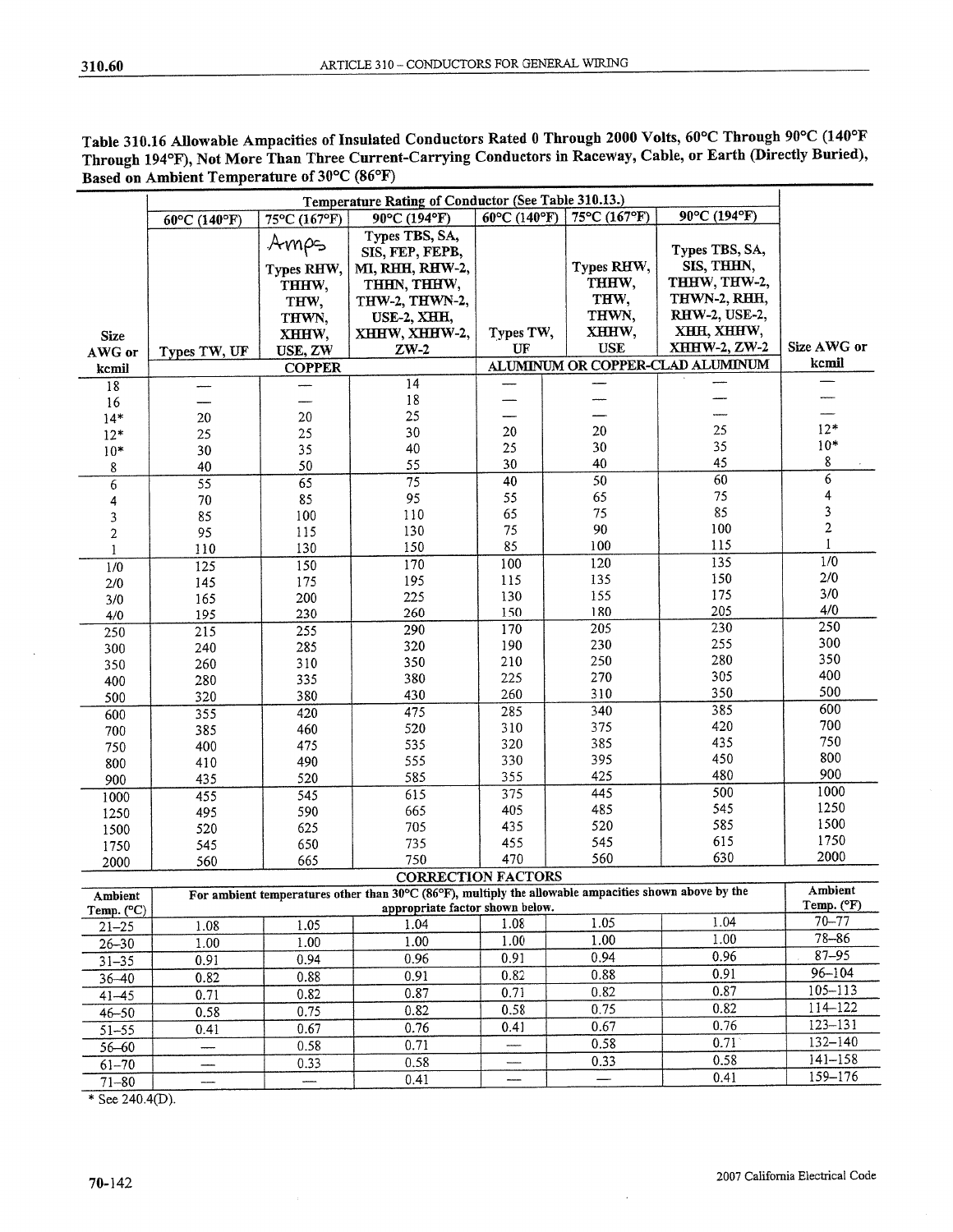**Table 310.16 Allowable Ampacities of Insulated Conductors Rated 0 Through 2000 Volts, 60°C Through 90°C (140°F Through 194°F), Not More Than Three Current-Carrying Conductors in Raceway, Cable, or Earth (Directly Buried), Based on Ambient Temperature of 30°C (86°F)**

| | Temperature Rating of Conductor (See Table 310.13.) | | | | | | |
|---|---|---|---|---|---|---|---|
| | 60°C (140°F) | 75°C (167°F) | 90°C (194°F) | 60°C (140°F) | 75°C (167°F) | 90°C (194°F) | |
| Size AWG or kcmil | Types TW, UF | Amps Types RHW, THHW, THW, THWN, XHHW, USE, ZW | Types TBS, SA, SIS, FEP, FEPB, MI, RHH, RHW-2, THHN, THHW, THW-2, THWN-2, USE-2, XHH, XHHW, XHHW-2, ZW-2 | Types TW, UF | Types RHW, THHW, THW, THWN, XHHW, USE | Types TBS, SA, SIS, THHN, THHW, THW-2, THWN-2, RHH, RHW-2, USE-2, XHH, XHHW, XHHW-2, ZW-2 | Size AWG or kcmil |
| | COPPER | | | ALUMINUM OR COPPER-CLAD ALUMINUM | | | |
| 18 | — | — | 14 | — | — | — | — |
| 16 | — | — | 18 | — | — | — | — |
| 14* | 20 | 20 | 25 | — | — | — | — |
| 12* | 25 | 25 | 30 | 20 | 20 | 25 | 12* |
| 10* | 30 | 35 | 40 | 25 | 30 | 35 | 10* |
| 8 | 40 | 50 | 55 | 30 | 40 | 45 | 8 |
| 6 | 55 | 65 | 75 | 40 | 50 | 60 | 6 |
| 4 | 70 | 85 | 95 | 55 | 65 | 75 | 4 |
| 3 | 85 | 100 | 110 | 65 | 75 | 85 | 3 |
| 2 | 95 | 115 | 130 | 75 | 90 | 100 | 2 |
| 1 | 110 | 130 | 150 | 85 | 100 | 115 | 1 |
| 1/0 | 125 | 150 | 170 | 100 | 120 | 135 | 1/0 |
| 2/0 | 145 | 175 | 195 | 115 | 135 | 150 | 2/0 |
| 3/0 | 165 | 200 | 225 | 130 | 155 | 175 | 3/0 |
| 4/0 | 195 | 230 | 260 | 150 | 180 | 205 | 4/0 |
| 250 | 215 | 255 | 290 | 170 | 205 | 230 | 250 |
| 300 | 240 | 285 | 320 | 190 | 230 | 255 | 300 |
| 350 | 260 | 310 | 350 | 210 | 250 | 280 | 350 |
| 400 | 280 | 335 | 380 | 225 | 270 | 305 | 400 |
| 500 | 320 | 380 | 430 | 260 | 310 | 350 | 500 |
| 600 | 355 | 420 | 475 | 285 | 340 | 385 | 600 |
| 700 | 385 | 460 | 520 | 310 | 375 | 420 | 700 |
| 750 | 400 | 475 | 535 | 320 | 385 | 435 | 750 |
| 800 | 410 | 490 | 555 | 330 | 395 | 450 | 800 |
| 900 | 435 | 520 | 585 | 355 | 425 | 480 | 900 |
| 1000 | 455 | 545 | 615 | 375 | 445 | 500 | 1000 |
| 1250 | 495 | 590 | 665 | 405 | 485 | 545 | 1250 |
| 1500 | 520 | 625 | 705 | 435 | 520 | 585 | 1500 |
| 1750 | 545 | 650 | 735 | 455 | 545 | 615 | 1750 |
| 2000 | 560 | 665 | 750 | 470 | 560 | 630 | 2000 |
| | CORRECTION FACTORS | | | | | | |
| Ambient Temp. (°C) | For ambient temperatures other than 30°C (86°F), multiply the allowable ampacities shown above by the appropriate factor shown below. | | | | | | Ambient Temp. (°F) |
| 21–25 | 1.08 | 1.05 | 1.04 | 1.08 | 1.05 | 1.04 | 70–77 |
| 26–30 | 1.00 | 1.00 | 1.00 | 1.00 | 1.00 | 1.00 | 78–86 |
| 31–35 | 0.91 | 0.94 | 0.96 | 0.91 | 0.94 | 0.96 | 87–95 |
| 36–40 | 0.82 | 0.88 | 0.91 | 0.82 | 0.88 | 0.91 | 96–104 |
| 41–45 | 0.71 | 0.82 | 0.87 | 0.71 | 0.82 | 0.87 | 105–113 |
| 46–50 | 0.58 | 0.75 | 0.82 | 0.58 | 0.75 | 0.82 | 114–122 |
| 51–55 | 0.41 | 0.67 | 0.76 | 0.41 | 0.67 | 0.76 | 123–131 |
| 56–60 | — | 0.58 | 0.71 | — | 0.58 | 0.71 | 132–140 |
| 61–70 | — | 0.33 | 0.58 | — | 0.33 | 0.58 | 141–158 |
| 71–80 | — | — | 0.41 | — | — | 0.41 | 159–176 |

\* See 240.4(D).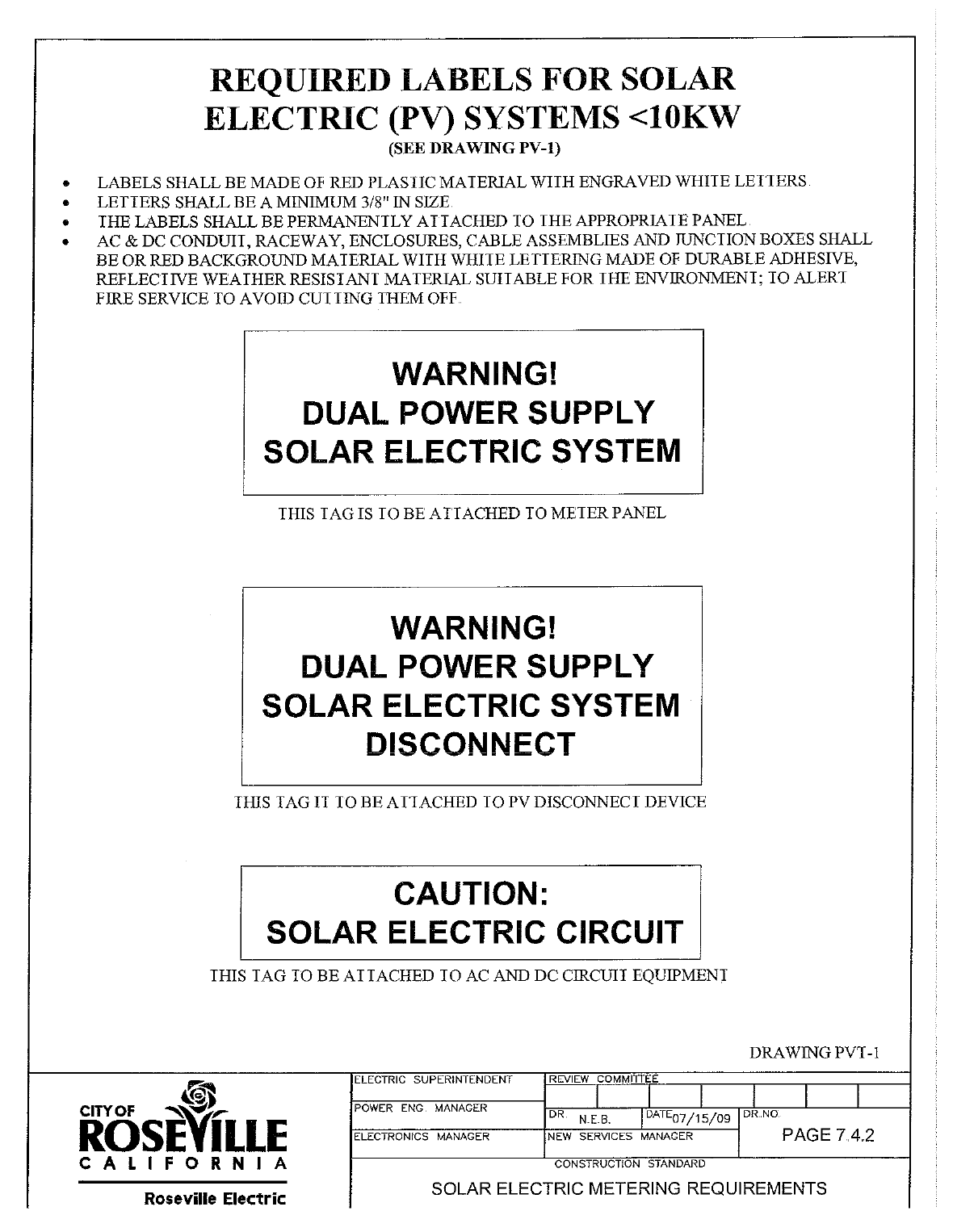# REQUIRED LABELS FOR SOLAR ELECTRIC (PV) SYSTEMS <10KW

**(SEE DRAWING PV-1)**

- LABELS SHALL BE MADE OF RED PLASTIC MATERIAL WITH ENGRAVED WHITE LETTERS.
- LETTERS SHALL BE A MINIMUM 3/8" IN SIZE.
- THE LABELS SHALL BE PERMANENTLY ATTACHED TO THE APPROPRIATE PANEL.
- AC & DC CONDUIT, RACEWAY, ENCLOSURES, CABLE ASSEMBLIES AND JUNCTION BOXES SHALL BE OR RED BACKGROUND MATERIAL WITH WHITE LETTERING MADE OF DURABLE ADHESIVE, REFLECTIVE WEATHER RESISTANT MATERIAL SUITABLE FOR THE ENVIRONMENT; TO ALERT FIRE SERVICE TO AVOID CUTTING THEM OFF.

| WARNING! DUAL POWER SUPPLY SOLAR ELECTRIC SYSTEM |
|---|

THIS TAG IS TO BE ATTACHED TO METER PANEL

| WARNING! DUAL POWER SUPPLY SOLAR ELECTRIC SYSTEM DISCONNECT |
|---|

THIS TAG IT TO BE ATTACHED TO PV DISCONNECT DEVICE

| CAUTION: SOLAR ELECTRIC CIRCUIT |
|---|

THIS TAG TO BE ATTACHED TO AC AND DC CIRCUIT EQUIPMENT

DRAWING PVT-1

CITY OF ROSEVILLE CALIFORNIA
Roseville Electric

| ELECTRIC SUPERINTENDENT | REVIEW COMMITTEE | | |
|---|---|---|---|
| POWER ENG. MANAGER | DR. N.E.B. | DATE 07/15/09 | DR.NO. |
| ELECTRONICS MANAGER | NEW SERVICES MANAGER | | PAGE 7.4.2 |
| | CONSTRUCTION STANDARD | | |

SOLAR ELECTRIC METERING REQUIREMENTS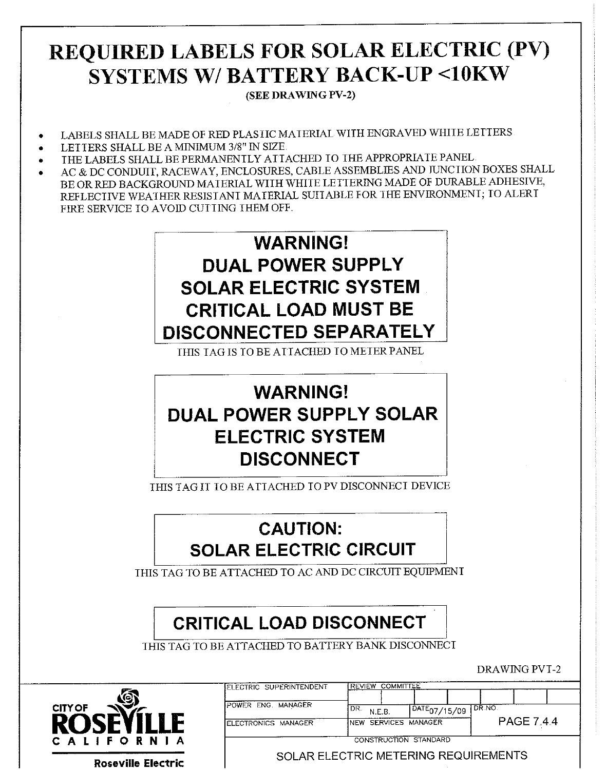# REQUIRED LABELS FOR SOLAR ELECTRIC (PV) SYSTEMS W/ BATTERY BACK-UP <10KW

**(SEE DRAWING PV-2)**

- LABELS SHALL BE MADE OF RED PLASTIC MATERIAL WITH ENGRAVED WHITE LETTERS
- LETTERS SHALL BE A MINIMUM 3/8" IN SIZE
- THE LABELS SHALL BE PERMANENTLY ATTACHED TO THE APPROPRIATE PANEL.
- AC & DC CONDUIT, RACEWAY, ENCLOSURES, CABLE ASSEMBLIES AND JUNCTION BOXES SHALL BE OR RED BACKGROUND MATERIAL WITH WHITE LETTERING MADE OF DURABLE ADHESIVE, REFLECTIVE WEATHER RESISTANT MATERIAL SUITABLE FOR THE ENVIRONMENT; TO ALERT FIRE SERVICE TO AVOID CUTTING THEM OFF.

| **WARNING!**<br>**DUAL POWER SUPPLY**<br>**SOLAR ELECTRIC SYSTEM**<br>**CRITICAL LOAD MUST BE**<br>**DISCONNECTED SEPARATELY** |
|---|

THIS TAG IS TO BE ATTACHED TO METER PANEL

| **WARNING!**<br>**DUAL POWER SUPPLY SOLAR**<br>**ELECTRIC SYSTEM**<br>**DISCONNECT** |
|---|

THIS TAG IT TO BE ATTACHED TO PV DISCONNECT DEVICE

| **CAUTION:**<br>**SOLAR ELECTRIC CIRCUIT** |
|---|

THIS TAG TO BE ATTACHED TO AC AND DC CIRCUIT EQUIPMENT

| **CRITICAL LOAD DISCONNECT** |
|---|

THIS TAG TO BE ATTACHED TO BATTERY BANK DISCONNECT

DRAWING PVT-2

CITY OF ROSEVILLE CALIFORNIA
Roseville Electric

| ELECTRIC SUPERINTENDENT | REVIEW COMMITTEE | | |
|---|---|---|---|
| POWER ENG. MANAGER | DR. N.E.B. | DATE 07/15/09 | DR.NO. |
| ELECTRONICS MANAGER | NEW SERVICES MANAGER | | PAGE 7.4.4 |

CONSTRUCTION STANDARD

SOLAR ELECTRIC METERING REQUIREMENTS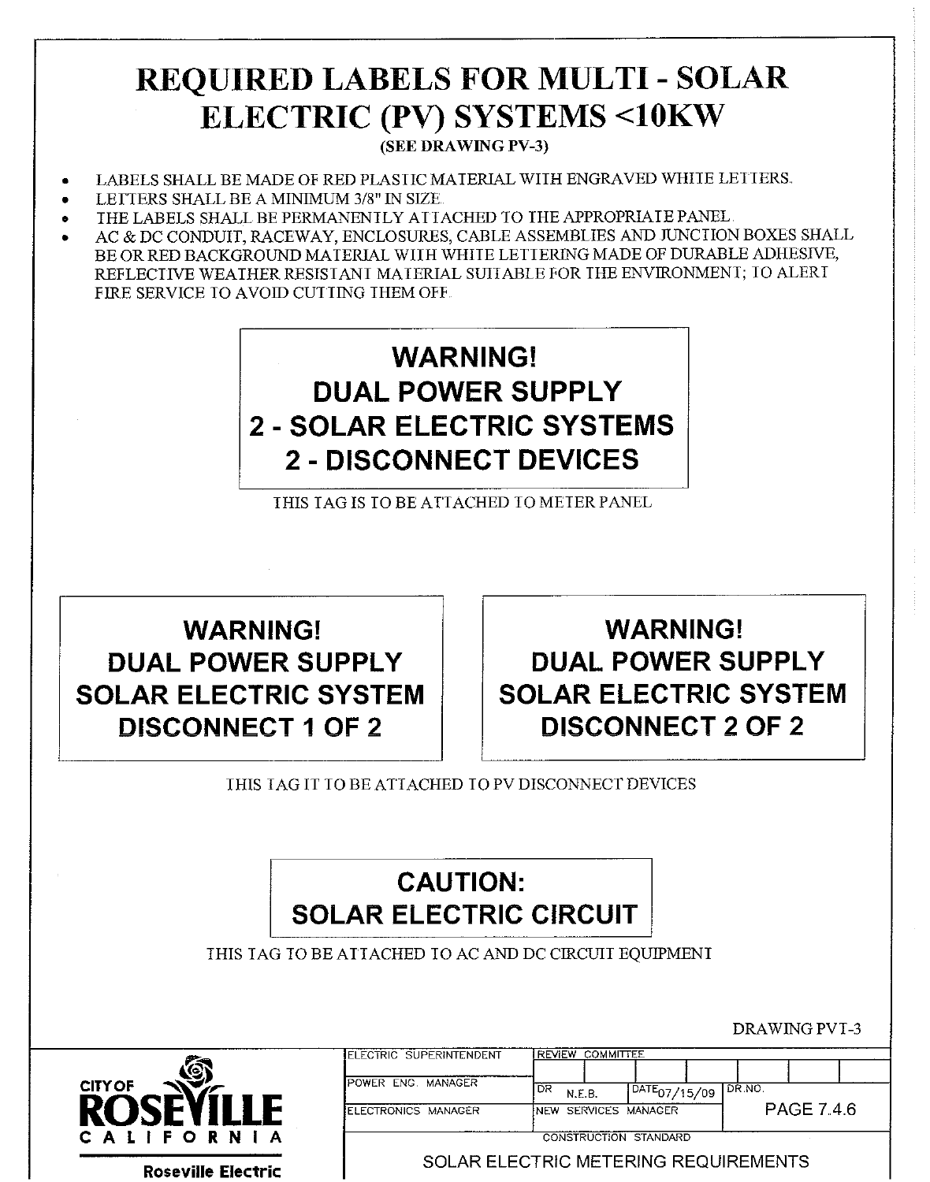# REQUIRED LABELS FOR MULTI - SOLAR ELECTRIC (PV) SYSTEMS <10KW

**(SEE DRAWING PV-3)**

- LABELS SHALL BE MADE OF RED PLASTIC MATERIAL WITH ENGRAVED WHITE LETTERS.
- LETTERS SHALL BE A MINIMUM 3/8" IN SIZE.
- THE LABELS SHALL BE PERMANENTLY ATTACHED TO THE APPROPRIATE PANEL.
- AC & DC CONDUIT, RACEWAY, ENCLOSURES, CABLE ASSEMBLIES AND JUNCTION BOXES SHALL BE OR RED BACKGROUND MATERIAL WITH WHITE LETTERING MADE OF DURABLE ADHESIVE, REFLECTIVE WEATHER RESISTANT MATERIAL SUITABLE FOR THE ENVIRONMENT; TO ALERT FIRE SERVICE TO AVOID CUTTING THEM OFF.

**WARNING!**
**DUAL POWER SUPPLY**
**2 - SOLAR ELECTRIC SYSTEMS**
**2 - DISCONNECT DEVICES**

THIS TAG IS TO BE ATTACHED TO METER PANEL

**WARNING!**
**DUAL POWER SUPPLY**
**SOLAR ELECTRIC SYSTEM**
**DISCONNECT 1 OF 2**

**WARNING!**
**DUAL POWER SUPPLY**
**SOLAR ELECTRIC SYSTEM**
**DISCONNECT 2 OF 2**

THIS TAG IT TO BE ATTACHED TO PV DISCONNECT DEVICES

**CAUTION:**
**SOLAR ELECTRIC CIRCUIT**

THIS TAG TO BE ATTACHED TO AC AND DC CIRCUIT EQUIPMENT

DRAWING PVT-3

CITY OF ROSEVILLE CALIFORNIA
Roseville Electric

| | | |
|---|---|---|
| ELECTRIC SUPERINTENDENT | REVIEW COMMITTEE | |
| POWER ENG. MANAGER | DR N.E.B. | DATE 07/15/09 DR.NO. |
| ELECTRONICS MANAGER | NEW SERVICES MANAGER | PAGE 7.4.6 |
| | CONSTRUCTION STANDARD | |
| | SOLAR ELECTRIC METERING REQUIREMENTS | |